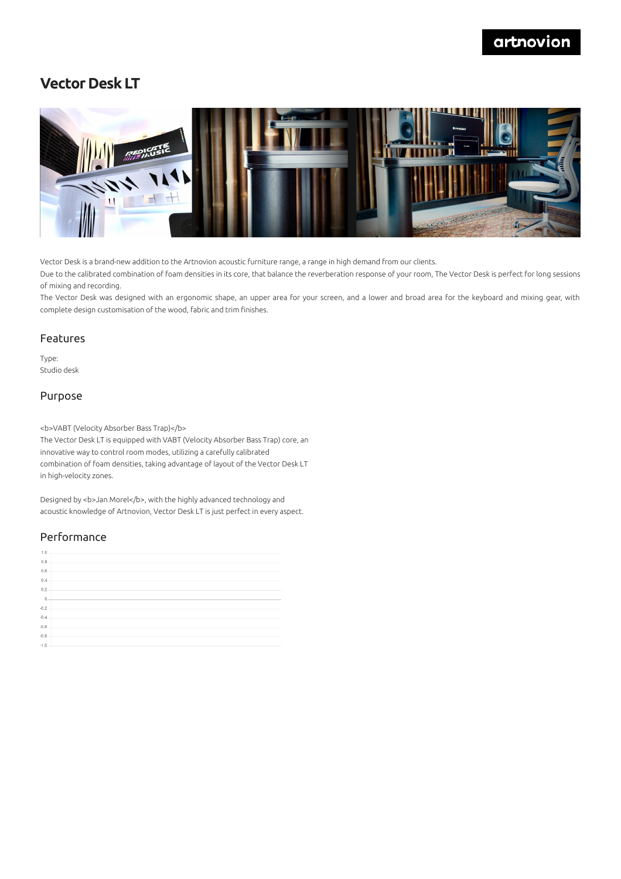# Vector Desk LT

Vector Desk is a brand-new addition to the Artnovion acoustic furniture range, a range in high demand from our clients.

Due to the calibrated combination of foam densities in its core, that balance the reverberation response of your room, The Vector Desk is perfect for long sessions of mixing and recording.

The Vector Desk was designed with an ergonomic shape, an upper area for your screen, and a lower and broad area for the keyboard and mixing gear, with complete design customisation of the wood, fabric and trim finishes.

## Features

Type:
Studio desk

## Purpose

<b>VABT (Velocity Absorber Bass Trap)</b>
The Vector Desk LT is equipped with VABT (Velocity Absorber Bass Trap) core, an innovative way to control room modes, utilizing a carefully calibrated combination of foam densities, taking advantage of layout of the Vector Desk LT in high-velocity zones.

Designed by <b>Jan Morel</b>, with the highly advanced technology and acoustic knowledge of Artnovion, Vector Desk LT is just perfect in every aspect.

## Performance

1.0
0.8
0.6
0.4
0.2
0
-0.2
-0.4
-0.6
-0.8
-1.0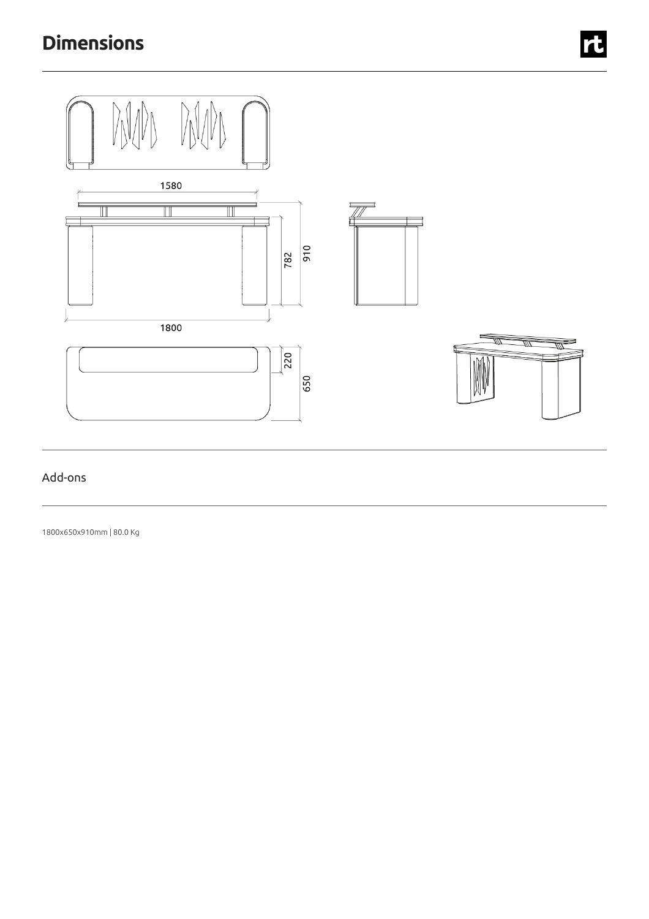# Dimensions

1580

782

910

1800

220

650

Add-ons

1800x650x910mm | 80.0 Kg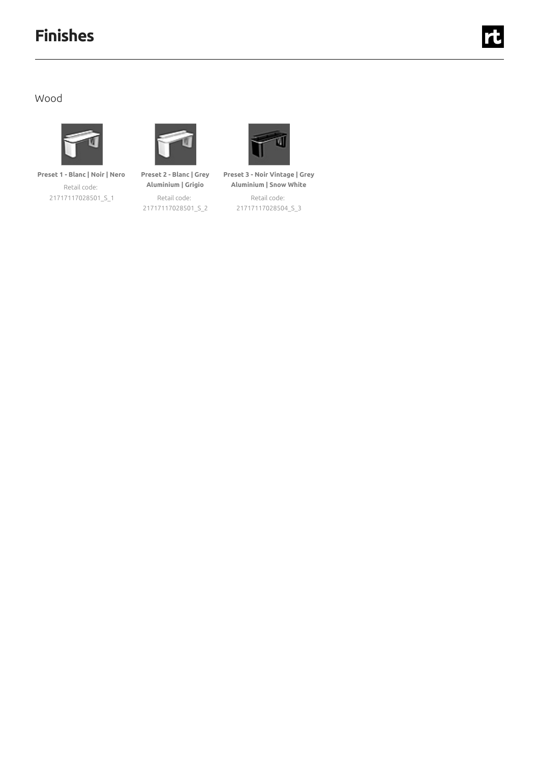# Finishes

## Wood

**Preset 1 - Blanc | Noir | Nero**
Retail code:
21717117028501_S_1

**Preset 2 - Blanc | Grey Aluminium | Grigio**
Retail code:
21717117028501_S_2

**Preset 3 - Noir Vintage | Grey Aluminium | Snow White**
Retail code:
21717117028504_S_3